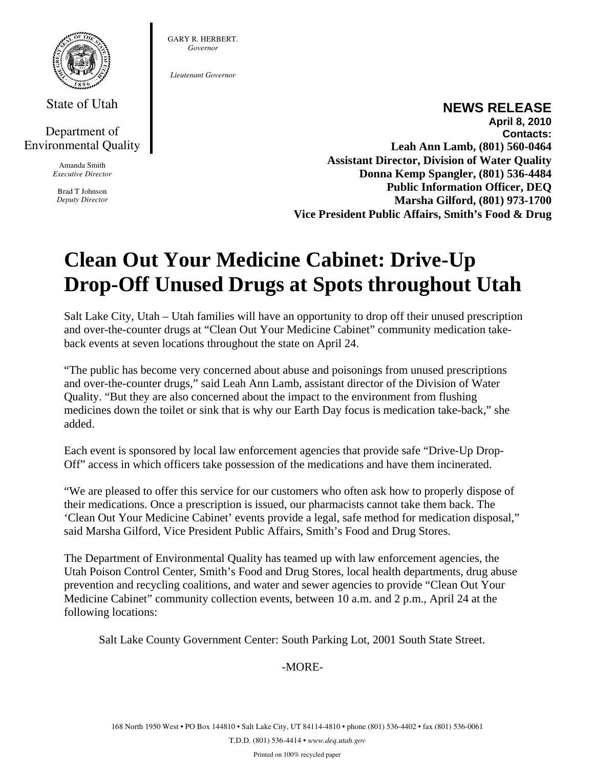State of Utah

Department of Environmental Quality

Amanda Smith
*Executive Director*

Brad T Johnson
*Deputy Director*

GARY R. HERBERT.
*Governor*

*Lieutenant Governor*

**NEWS RELEASE**
**April 8, 2010**
**Contacts:**
**Leah Ann Lamb, (801) 560-0464**
**Assistant Director, Division of Water Quality**
**Donna Kemp Spangler, (801) 536-4484**
**Public Information Officer, DEQ**
**Marsha Gilford, (801) 973-1700**
**Vice President Public Affairs, Smith's Food & Drug**

# Clean Out Your Medicine Cabinet: Drive-Up Drop-Off Unused Drugs at Spots throughout Utah

Salt Lake City, Utah – Utah families will have an opportunity to drop off their unused prescription and over-the-counter drugs at "Clean Out Your Medicine Cabinet" community medication take-back events at seven locations throughout the state on April 24.

"The public has become very concerned about abuse and poisonings from unused prescriptions and over-the-counter drugs," said Leah Ann Lamb, assistant director of the Division of Water Quality. "But they are also concerned about the impact to the environment from flushing medicines down the toilet or sink that is why our Earth Day focus is medication take-back," she added.

Each event is sponsored by local law enforcement agencies that provide safe "Drive-Up Drop-Off" access in which officers take possession of the medications and have them incinerated.

"We are pleased to offer this service for our customers who often ask how to properly dispose of their medications. Once a prescription is issued, our pharmacists cannot take them back. The 'Clean Out Your Medicine Cabinet' events provide a legal, safe method for medication disposal," said Marsha Gilford, Vice President Public Affairs, Smith's Food and Drug Stores.

The Department of Environmental Quality has teamed up with law enforcement agencies, the Utah Poison Control Center, Smith's Food and Drug Stores, local health departments, drug abuse prevention and recycling coalitions, and water and sewer agencies to provide "Clean Out Your Medicine Cabinet" community collection events, between 10 a.m. and 2 p.m., April 24 at the following locations:

Salt Lake County Government Center: South Parking Lot, 2001 South State Street.

-MORE-

168 North 1950 West • PO Box 144810 • Salt Lake City, UT 84114-4810 • phone (801) 536-4402 • fax (801) 536-0061
T.D.D. (801) 536-4414 • *www.deq.utah.gov*
Printed on 100% recycled paper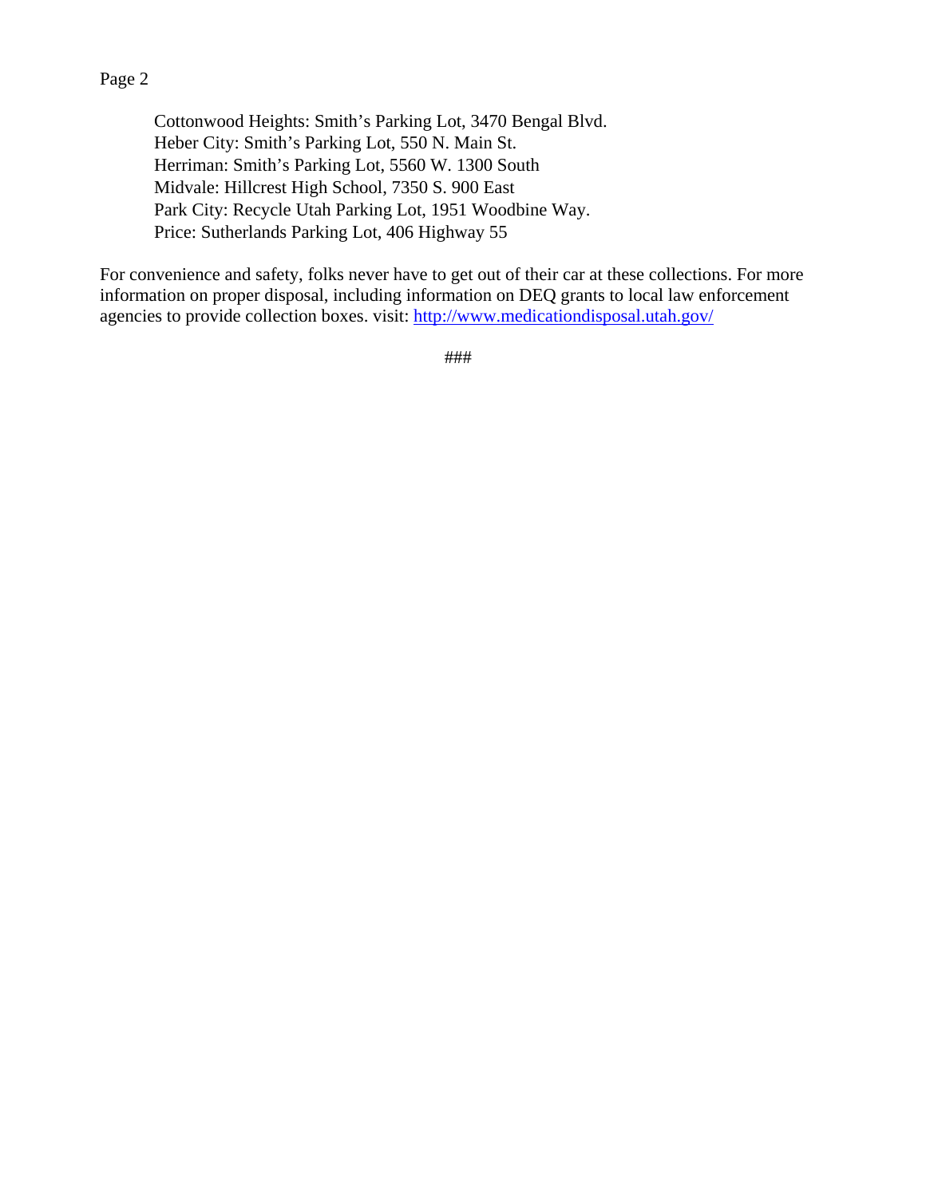Cottonwood Heights: Smith's Parking Lot, 3470 Bengal Blvd.
Heber City: Smith's Parking Lot, 550 N. Main St.
Herriman: Smith's Parking Lot, 5560 W. 1300 South
Midvale: Hillcrest High School, 7350 S. 900 East
Park City: Recycle Utah Parking Lot, 1951 Woodbine Way.
Price: Sutherlands Parking Lot, 406 Highway 55

For convenience and safety, folks never have to get out of their car at these collections. For more information on proper disposal, including information on DEQ grants to local law enforcement agencies to provide collection boxes. visit: http://www.medicationdisposal.utah.gov/

###